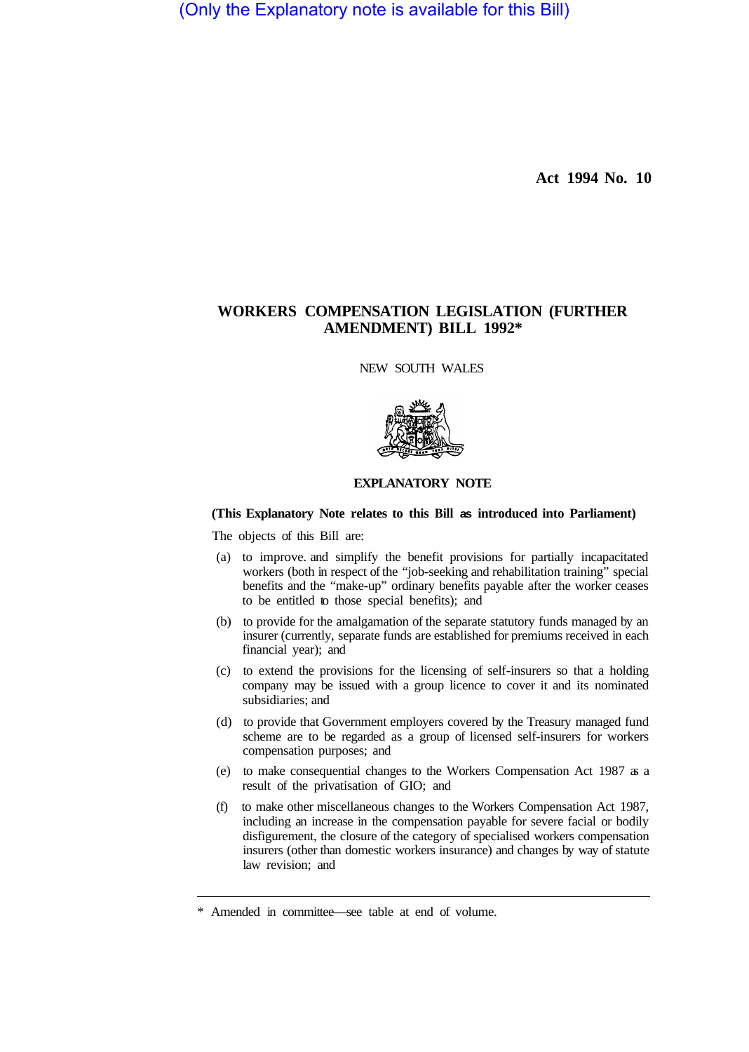(Only the Explanatory note is available for this Bill)

**Act 1994 No. 10**

# WORKERS COMPENSATION LEGISLATION (FURTHER AMENDMENT) BILL 1992*

NEW SOUTH WALES

## EXPLANATORY NOTE

**(This Explanatory Note relates to this Bill as introduced into Parliament)**

The objects of this Bill are:

(a) to improve. and simplify the benefit provisions for partially incapacitated workers (both in respect of the "job-seeking and rehabilitation training" special benefits and the "make-up" ordinary benefits payable after the worker ceases to be entitled to those special benefits); and

(b) to provide for the amalgamation of the separate statutory funds managed by an insurer (currently, separate funds are established for premiums received in each financial year); and

(c) to extend the provisions for the licensing of self-insurers so that a holding company may be issued with a group licence to cover it and its nominated subsidiaries; and

(d) to provide that Government employers covered by the Treasury managed fund scheme are to be regarded as a group of licensed self-insurers for workers compensation purposes; and

(e) to make consequential changes to the Workers Compensation Act 1987 as a result of the privatisation of GIO; and

(f) to make other miscellaneous changes to the Workers Compensation Act 1987, including an increase in the compensation payable for severe facial or bodily disfigurement, the closure of the category of specialised workers compensation insurers (other than domestic workers insurance) and changes by way of statute law revision; and

---

* Amended in committee—see table at end of volume.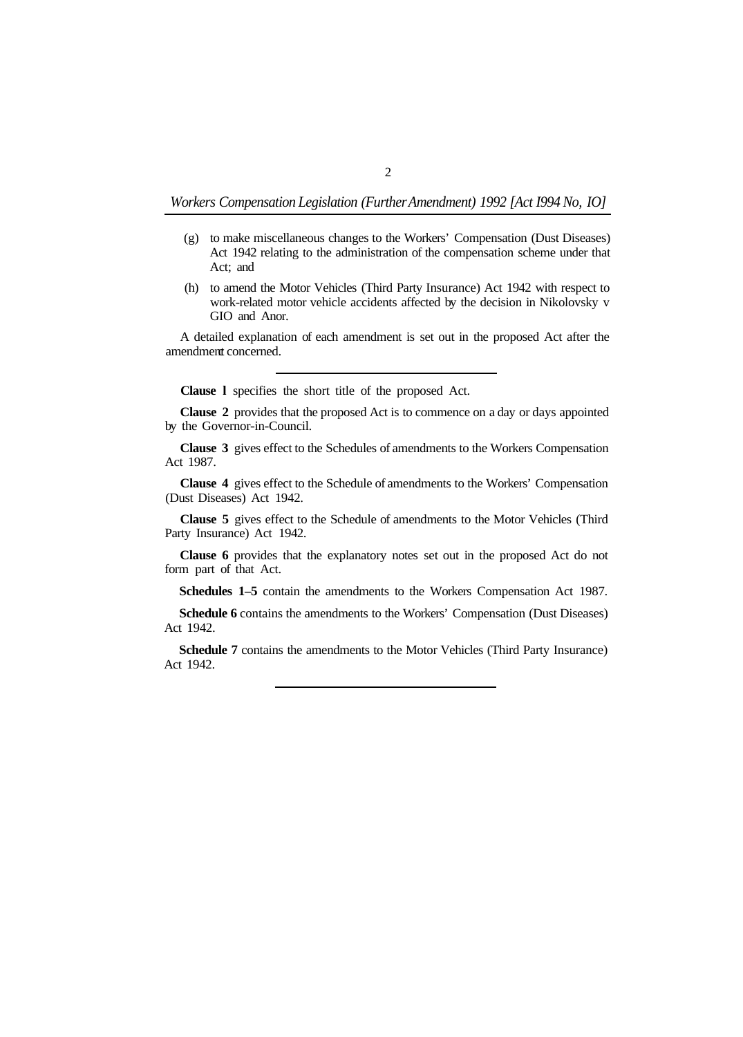(g) to make miscellaneous changes to the Workers' Compensation (Dust Diseases) Act 1942 relating to the administration of the compensation scheme under that Act; and

(h) to amend the Motor Vehicles (Third Party Insurance) Act 1942 with respect to work-related motor vehicle accidents affected by the decision in Nikolovsky v GIO and Anor.

A detailed explanation of each amendment is set out in the proposed Act after the amendment concerned.

---

**Clause 1** specifies the short title of the proposed Act.

**Clause 2** provides that the proposed Act is to commence on a day or days appointed by the Governor-in-Council.

**Clause 3** gives effect to the Schedules of amendments to the Workers Compensation Act 1987.

**Clause 4** gives effect to the Schedule of amendments to the Workers' Compensation (Dust Diseases) Act 1942.

**Clause 5** gives effect to the Schedule of amendments to the Motor Vehicles (Third Party Insurance) Act 1942.

**Clause 6** provides that the explanatory notes set out in the proposed Act do not form part of that Act.

**Schedules 1–5** contain the amendments to the Workers Compensation Act 1987.

**Schedule 6** contains the amendments to the Workers' Compensation (Dust Diseases) Act 1942.

**Schedule 7** contains the amendments to the Motor Vehicles (Third Party Insurance) Act 1942.

---